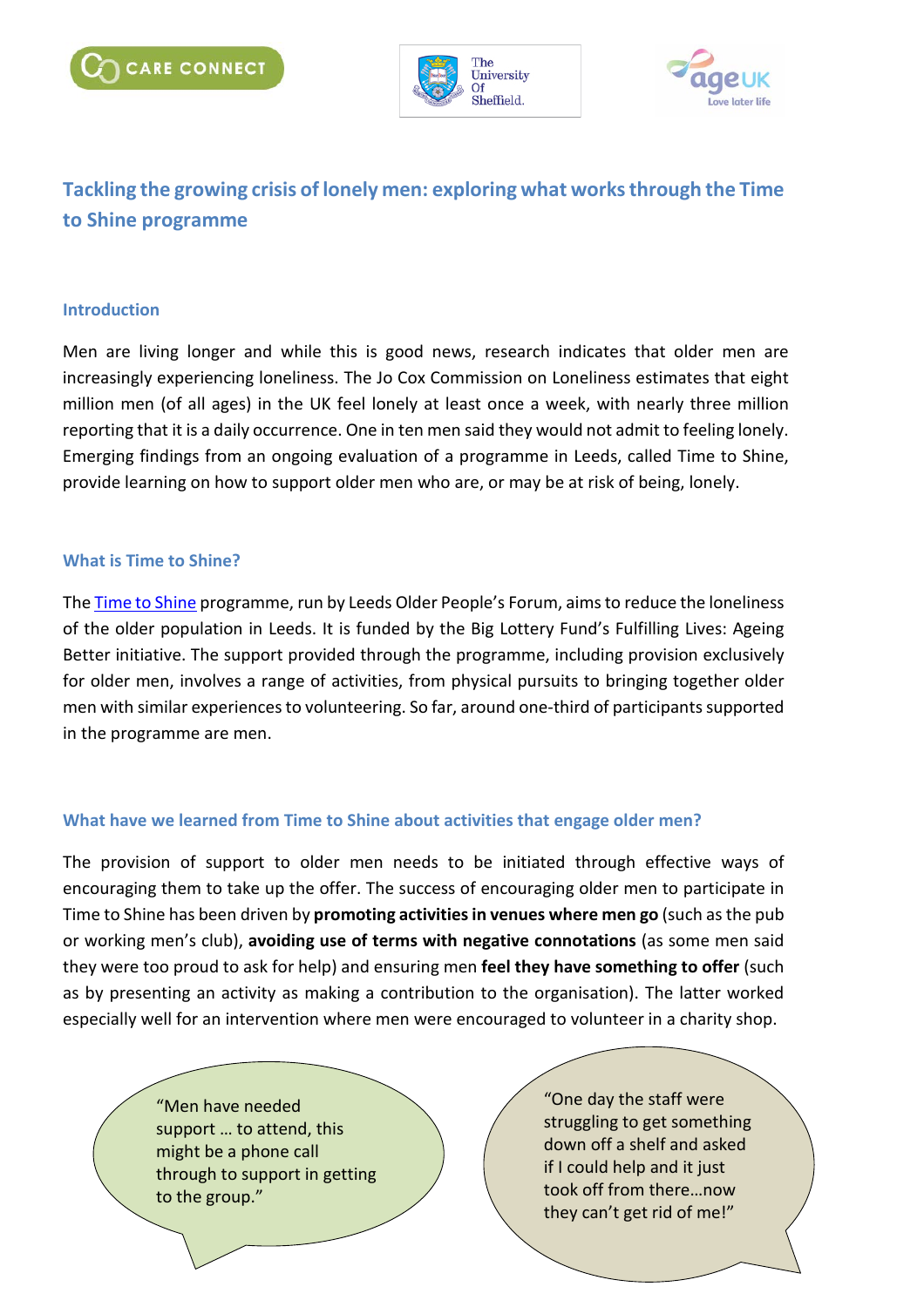# Tackling the growing crisis of lonely men: exploring what works through the Time to Shine programme

## Introduction

Men are living longer and while this is good news, research indicates that older men are increasingly experiencing loneliness. The Jo Cox Commission on Loneliness estimates that eight million men (of all ages) in the UK feel lonely at least once a week, with nearly three million reporting that it is a daily occurrence. One in ten men said they would not admit to feeling lonely. Emerging findings from an ongoing evaluation of a programme in Leeds, called Time to Shine, provide learning on how to support older men who are, or may be at risk of being, lonely.

## What is Time to Shine?

The Time to Shine programme, run by Leeds Older People's Forum, aims to reduce the loneliness of the older population in Leeds. It is funded by the Big Lottery Fund's Fulfilling Lives: Ageing Better initiative. The support provided through the programme, including provision exclusively for older men, involves a range of activities, from physical pursuits to bringing together older men with similar experiences to volunteering. So far, around one-third of participants supported in the programme are men.

## What have we learned from Time to Shine about activities that engage older men?

The provision of support to older men needs to be initiated through effective ways of encouraging them to take up the offer. The success of encouraging older men to participate in Time to Shine has been driven by **promoting activities in venues where men go** (such as the pub or working men's club), **avoiding use of terms with negative connotations** (as some men said they were too proud to ask for help) and ensuring men **feel they have something to offer** (such as by presenting an activity as making a contribution to the organisation). The latter worked especially well for an intervention where men were encouraged to volunteer in a charity shop.

"Men have needed support … to attend, this might be a phone call through to support in getting to the group."

"One day the staff were struggling to get something down off a shelf and asked if I could help and it just took off from there…now they can't get rid of me!"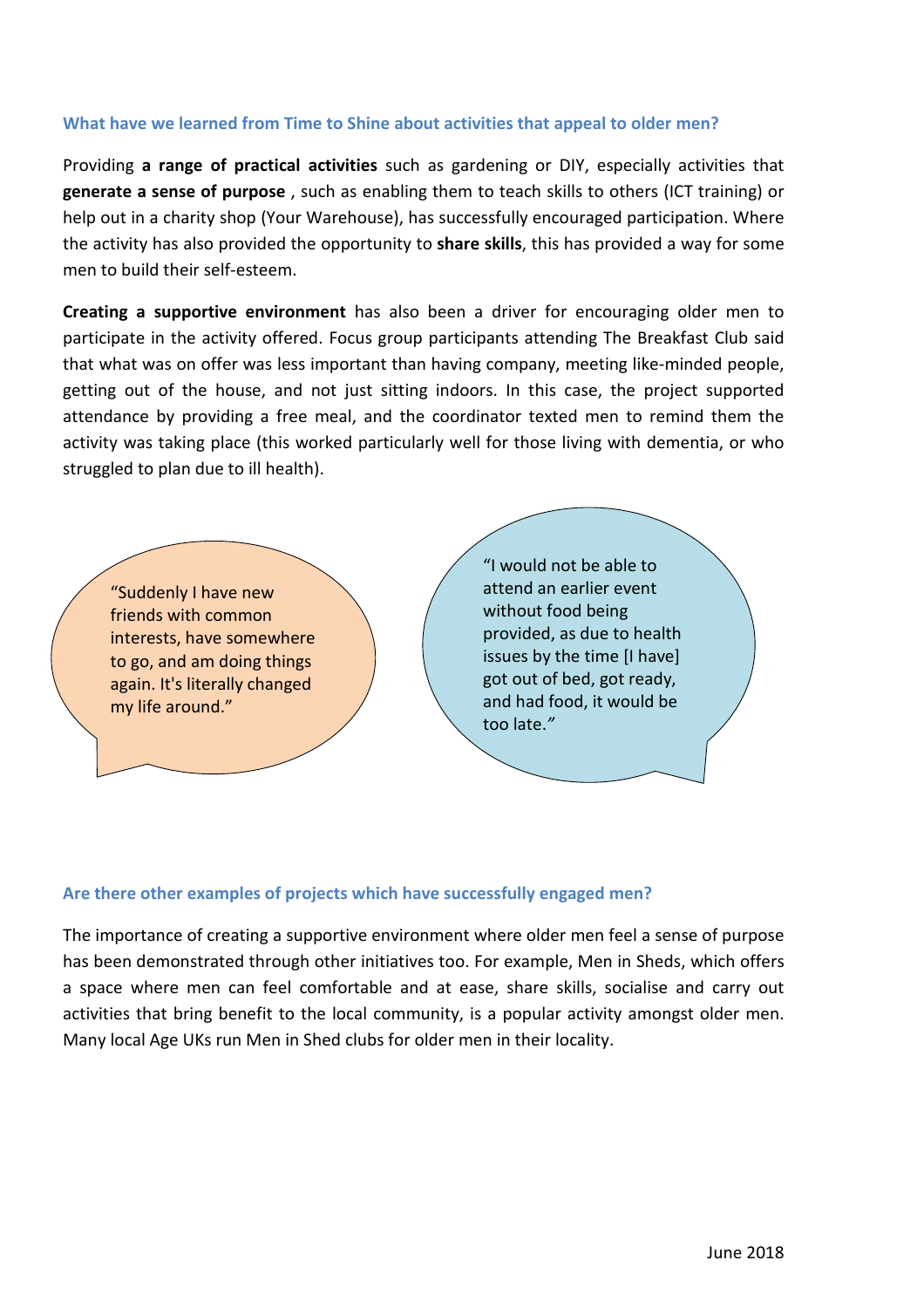### What have we learned from Time to Shine about activities that appeal to older men?

Providing **a range of practical activities** such as gardening or DIY, especially activities that **generate a sense of purpose** , such as enabling them to teach skills to others (ICT training) or help out in a charity shop (Your Warehouse), has successfully encouraged participation. Where the activity has also provided the opportunity to **share skills**, this has provided a way for some men to build their self-esteem.

**Creating a supportive environment** has also been a driver for encouraging older men to participate in the activity offered. Focus group participants attending The Breakfast Club said that what was on offer was less important than having company, meeting like-minded people, getting out of the house, and not just sitting indoors. In this case, the project supported attendance by providing a free meal, and the coordinator texted men to remind them the activity was taking place (this worked particularly well for those living with dementia, or who struggled to plan due to ill health).

> "Suddenly I have new friends with common interests, have somewhere to go, and am doing things again. It's literally changed my life around."

> "I would not be able to attend an earlier event without food being provided, as due to health issues by the time [I have] got out of bed, got ready, and had food, it would be too late."

### Are there other examples of projects which have successfully engaged men?

The importance of creating a supportive environment where older men feel a sense of purpose has been demonstrated through other initiatives too. For example, Men in Sheds, which offers a space where men can feel comfortable and at ease, share skills, socialise and carry out activities that bring benefit to the local community, is a popular activity amongst older men. Many local Age UKs run Men in Shed clubs for older men in their locality.

June 2018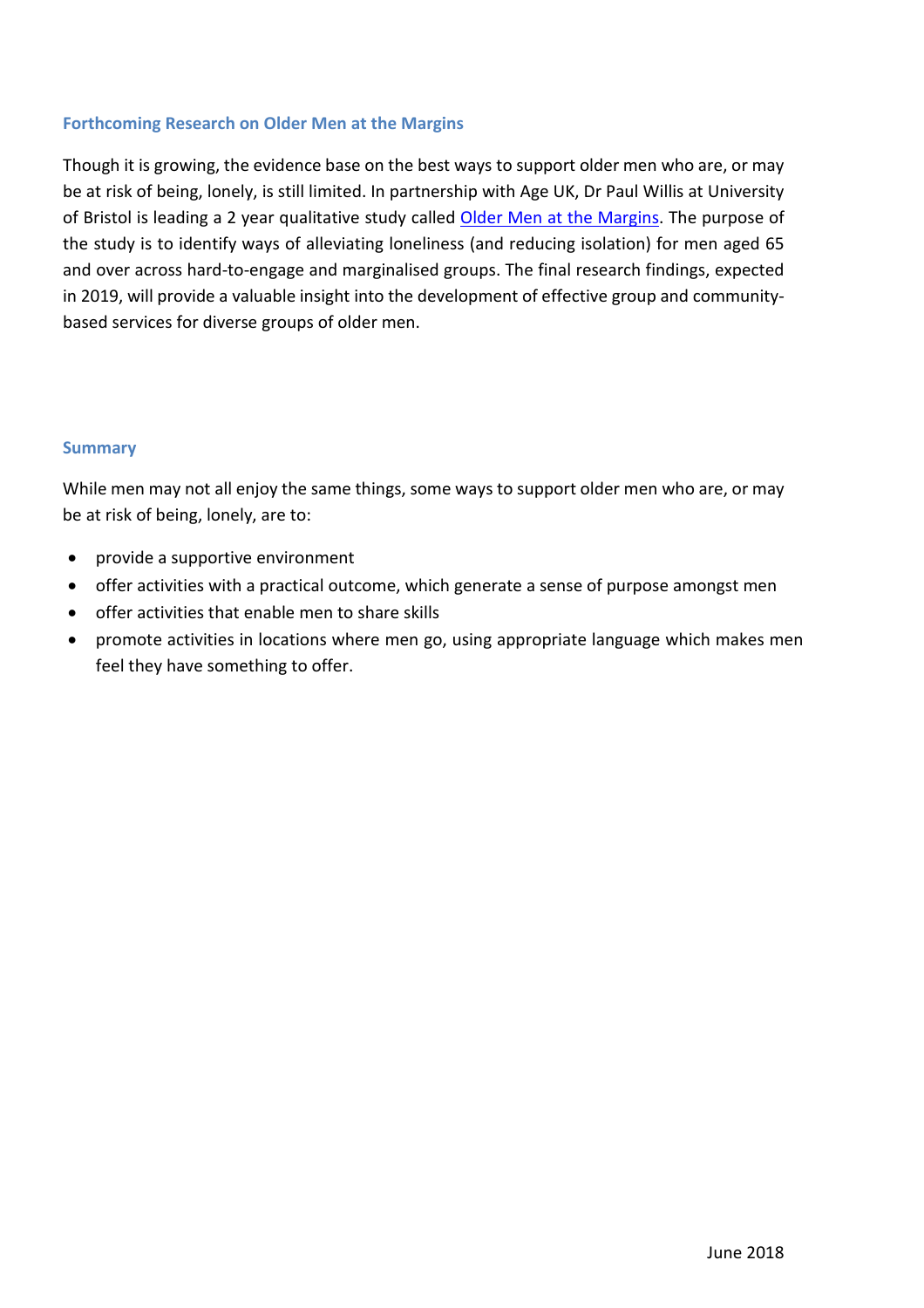### Forthcoming Research on Older Men at the Margins

Though it is growing, the evidence base on the best ways to support older men who are, or may be at risk of being, lonely, is still limited. In partnership with Age UK, Dr Paul Willis at University of Bristol is leading a 2 year qualitative study called Older Men at the Margins. The purpose of the study is to identify ways of alleviating loneliness (and reducing isolation) for men aged 65 and over across hard-to-engage and marginalised groups. The final research findings, expected in 2019, will provide a valuable insight into the development of effective group and community-based services for diverse groups of older men.

### Summary

While men may not all enjoy the same things, some ways to support older men who are, or may be at risk of being, lonely, are to:

- provide a supportive environment
- offer activities with a practical outcome, which generate a sense of purpose amongst men
- offer activities that enable men to share skills
- promote activities in locations where men go, using appropriate language which makes men feel they have something to offer.

June 2018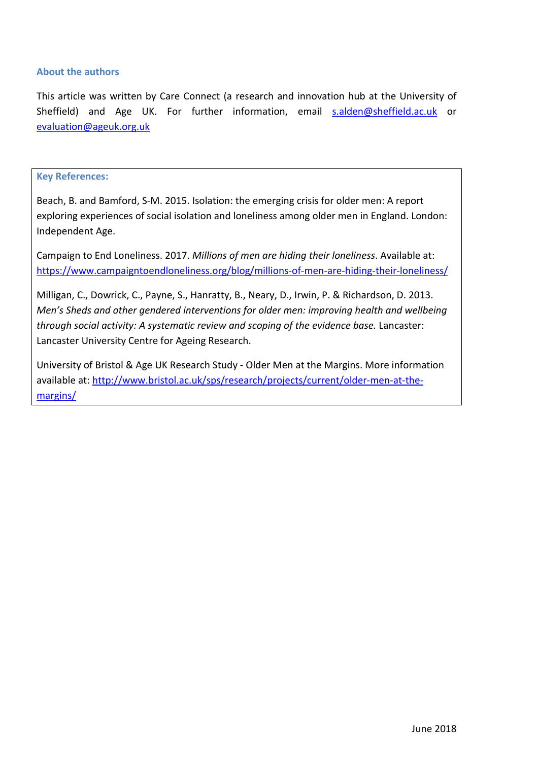### About the authors

This article was written by Care Connect (a research and innovation hub at the University of Sheffield) and Age UK. For further information, email [s.alden@sheffield.ac.uk](mailto:s.alden@sheffield.ac.uk) or [evaluation@ageuk.org.uk](mailto:evaluation@ageuk.org.uk)

### Key References:

Beach, B. and Bamford, S-M. 2015. Isolation: the emerging crisis for older men: A report exploring experiences of social isolation and loneliness among older men in England. London: Independent Age.

Campaign to End Loneliness. 2017. *Millions of men are hiding their loneliness*. Available at: https://www.campaigntoendloneliness.org/blog/millions-of-men-are-hiding-their-loneliness/

Milligan, C., Dowrick, C., Payne, S., Hanratty, B., Neary, D., Irwin, P. & Richardson, D. 2013. *Men's Sheds and other gendered interventions for older men: improving health and wellbeing through social activity: A systematic review and scoping of the evidence base.* Lancaster: Lancaster University Centre for Ageing Research.

University of Bristol & Age UK Research Study - Older Men at the Margins. More information available at: http://www.bristol.ac.uk/sps/research/projects/current/older-men-at-the-margins/

June 2018